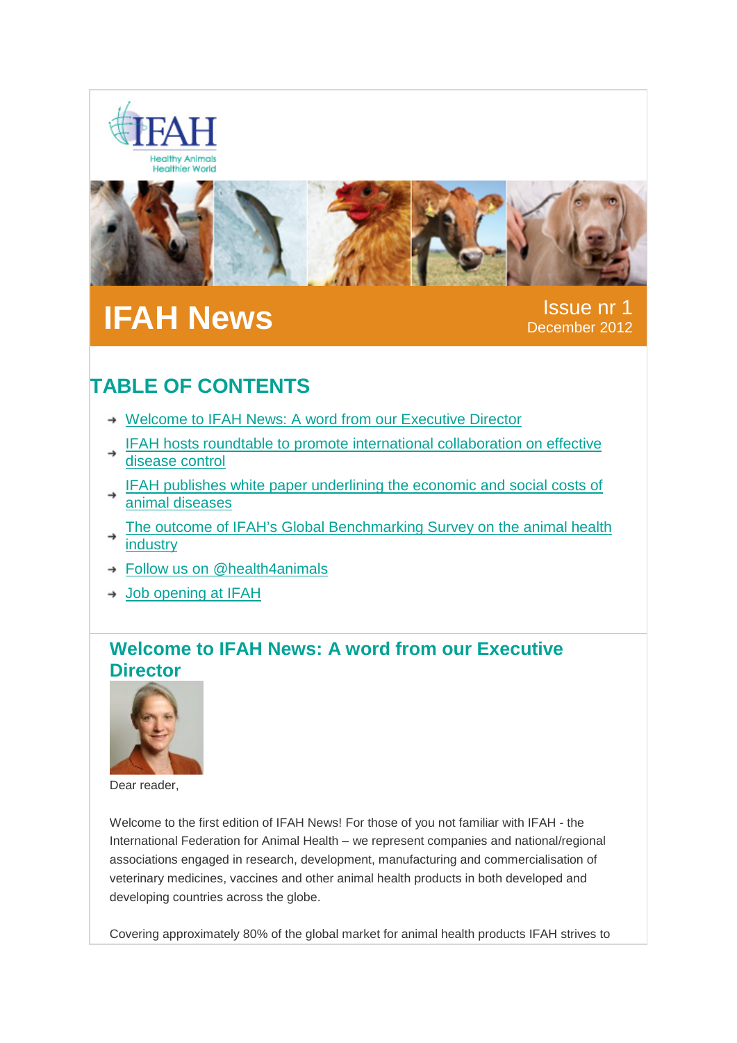IFAH

Healthy Animals
Healthier World

# IFAH News

Issue nr 1
December 2012

## TABLE OF CONTENTS

- Welcome to IFAH News: A word from our Executive Director
- IFAH hosts roundtable to promote international collaboration on effective disease control
- IFAH publishes white paper underlining the economic and social costs of animal diseases
- The outcome of IFAH's Global Benchmarking Survey on the animal health industry
- Follow us on @health4animals
- Job opening at IFAH

### Welcome to IFAH News: A word from our Executive Director

Dear reader,

Welcome to the first edition of IFAH News! For those of you not familiar with IFAH - the International Federation for Animal Health – we represent companies and national/regional associations engaged in research, development, manufacturing and commercialisation of veterinary medicines, vaccines and other animal health products in both developed and developing countries across the globe.

Covering approximately 80% of the global market for animal health products IFAH strives to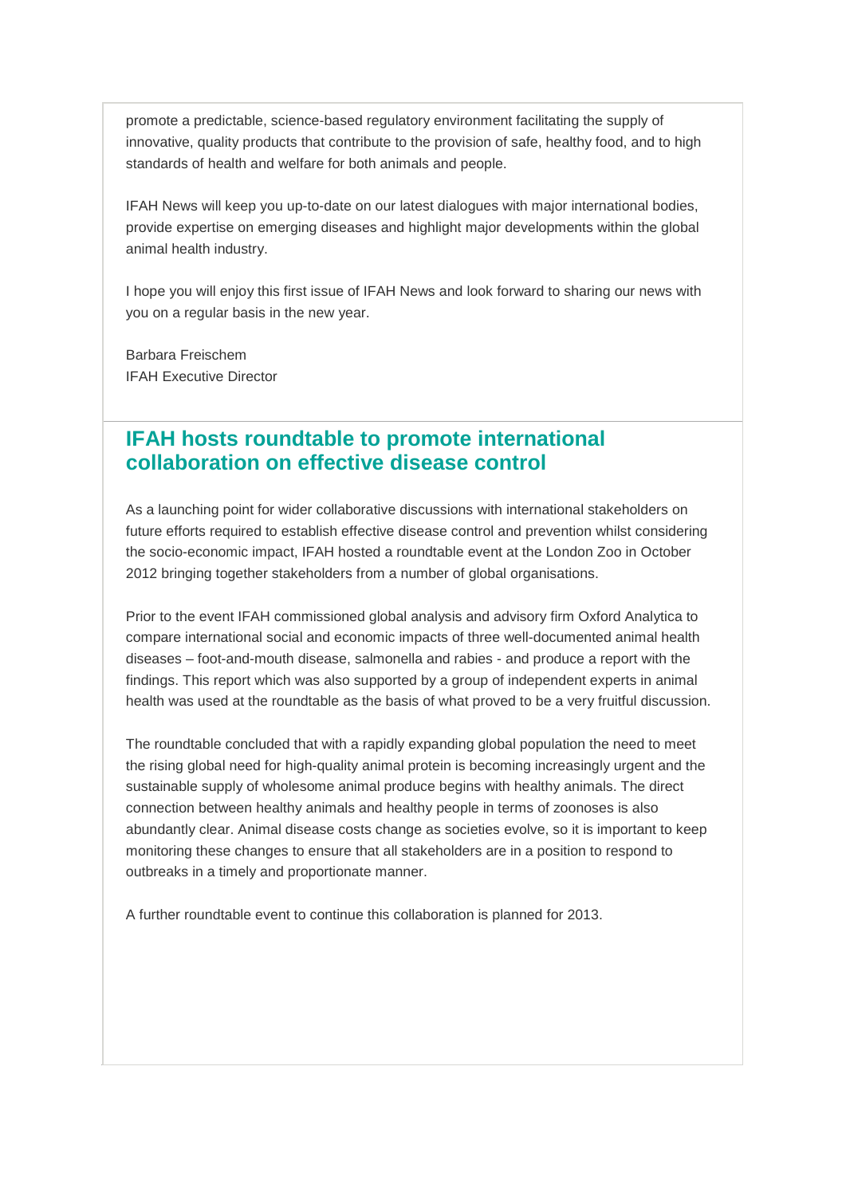promote a predictable, science-based regulatory environment facilitating the supply of innovative, quality products that contribute to the provision of safe, healthy food, and to high standards of health and welfare for both animals and people.

IFAH News will keep you up-to-date on our latest dialogues with major international bodies, provide expertise on emerging diseases and highlight major developments within the global animal health industry.

I hope you will enjoy this first issue of IFAH News and look forward to sharing our news with you on a regular basis in the new year.

Barbara Freischem
IFAH Executive Director

## IFAH hosts roundtable to promote international collaboration on effective disease control

As a launching point for wider collaborative discussions with international stakeholders on future efforts required to establish effective disease control and prevention whilst considering the socio-economic impact, IFAH hosted a roundtable event at the London Zoo in October 2012 bringing together stakeholders from a number of global organisations.

Prior to the event IFAH commissioned global analysis and advisory firm Oxford Analytica to compare international social and economic impacts of three well-documented animal health diseases – foot-and-mouth disease, salmonella and rabies - and produce a report with the findings. This report which was also supported by a group of independent experts in animal health was used at the roundtable as the basis of what proved to be a very fruitful discussion.

The roundtable concluded that with a rapidly expanding global population the need to meet the rising global need for high-quality animal protein is becoming increasingly urgent and the sustainable supply of wholesome animal produce begins with healthy animals. The direct connection between healthy animals and healthy people in terms of zoonoses is also abundantly clear. Animal disease costs change as societies evolve, so it is important to keep monitoring these changes to ensure that all stakeholders are in a position to respond to outbreaks in a timely and proportionate manner.

A further roundtable event to continue this collaboration is planned for 2013.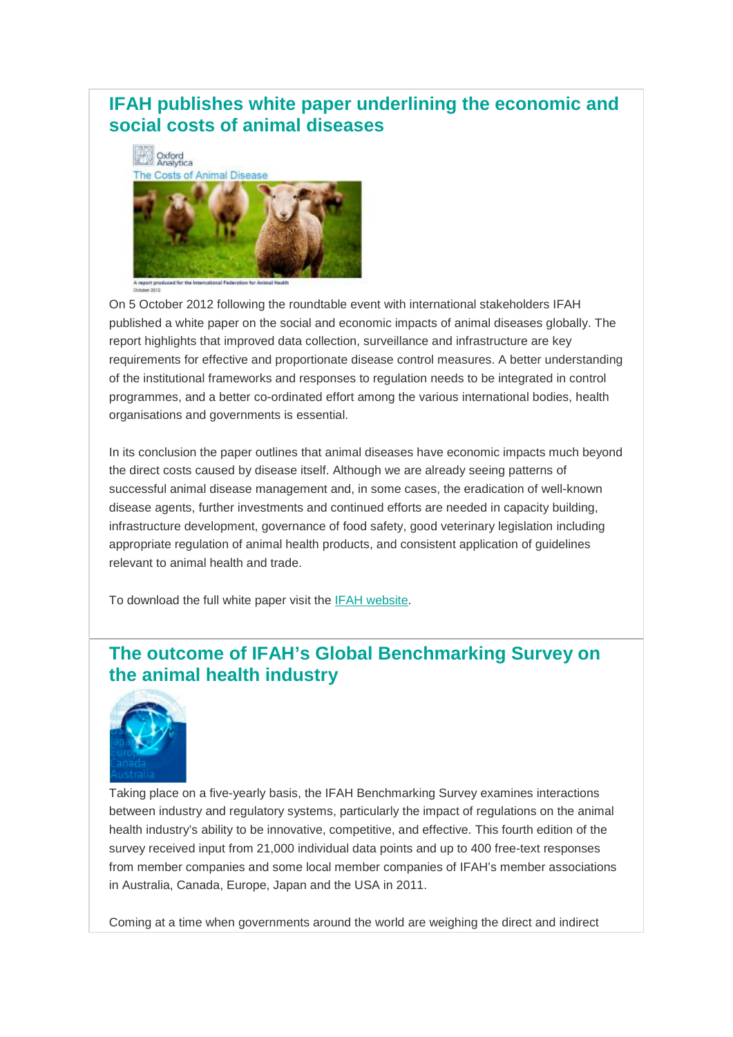## IFAH publishes white paper underlining the economic and social costs of animal diseases

On 5 October 2012 following the roundtable event with international stakeholders IFAH published a white paper on the social and economic impacts of animal diseases globally. The report highlights that improved data collection, surveillance and infrastructure are key requirements for effective and proportionate disease control measures. A better understanding of the institutional frameworks and responses to regulation needs to be integrated in control programmes, and a better co-ordinated effort among the various international bodies, health organisations and governments is essential.

In its conclusion the paper outlines that animal diseases have economic impacts much beyond the direct costs caused by disease itself. Although we are already seeing patterns of successful animal disease management and, in some cases, the eradication of well-known disease agents, further investments and continued efforts are needed in capacity building, infrastructure development, governance of food safety, good veterinary legislation including appropriate regulation of animal health products, and consistent application of guidelines relevant to animal health and trade.

To download the full white paper visit the IFAH website.

## The outcome of IFAH's Global Benchmarking Survey on the animal health industry

Taking place on a five-yearly basis, the IFAH Benchmarking Survey examines interactions between industry and regulatory systems, particularly the impact of regulations on the animal health industry's ability to be innovative, competitive, and effective. This fourth edition of the survey received input from 21,000 individual data points and up to 400 free-text responses from member companies and some local member companies of IFAH's member associations in Australia, Canada, Europe, Japan and the USA in 2011.

Coming at a time when governments around the world are weighing the direct and indirect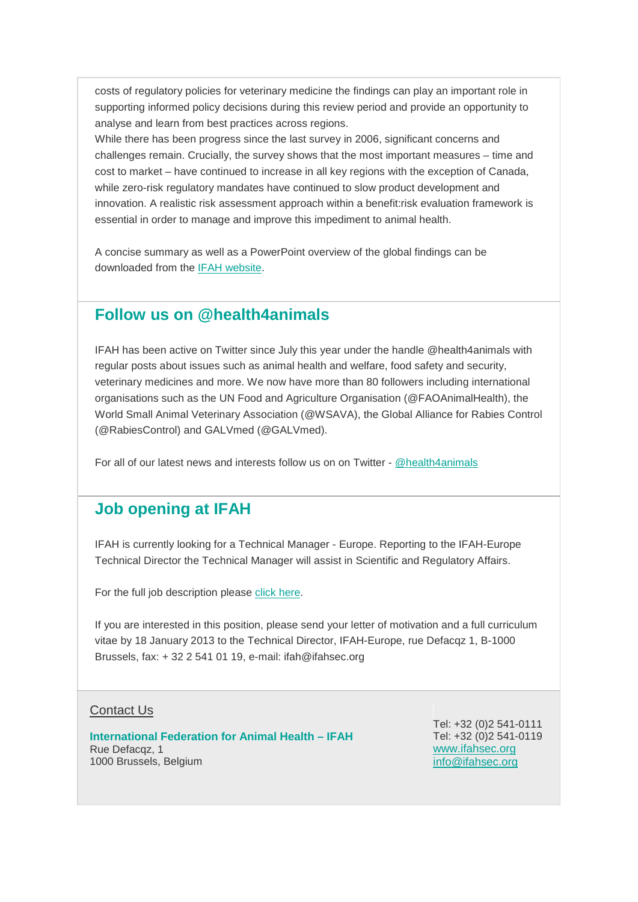costs of regulatory policies for veterinary medicine the findings can play an important role in supporting informed policy decisions during this review period and provide an opportunity to analyse and learn from best practices across regions.

While there has been progress since the last survey in 2006, significant concerns and challenges remain. Crucially, the survey shows that the most important measures – time and cost to market – have continued to increase in all key regions with the exception of Canada, while zero-risk regulatory mandates have continued to slow product development and innovation. A realistic risk assessment approach within a benefit:risk evaluation framework is essential in order to manage and improve this impediment to animal health.

A concise summary as well as a PowerPoint overview of the global findings can be downloaded from the IFAH website.

## Follow us on @health4animals

IFAH has been active on Twitter since July this year under the handle @health4animals with regular posts about issues such as animal health and welfare, food safety and security, veterinary medicines and more. We now have more than 80 followers including international organisations such as the UN Food and Agriculture Organisation (@FAOAnimalHealth), the World Small Animal Veterinary Association (@WSAVA), the Global Alliance for Rabies Control (@RabiesControl) and GALVmed (@GALVmed).

For all of our latest news and interests follow us on on Twitter - @health4animals

## Job opening at IFAH

IFAH is currently looking for a Technical Manager - Europe. Reporting to the IFAH-Europe Technical Director the Technical Manager will assist in Scientific and Regulatory Affairs.

For the full job description please click here.

If you are interested in this position, please send your letter of motivation and a full curriculum vitae by 18 January 2013 to the Technical Director, IFAH-Europe, rue Defacqz 1, B-1000 Brussels, fax: + 32 2 541 01 19, e-mail: ifah@ifahsec.org

Contact Us

**International Federation for Animal Health – IFAH**
Rue Defacqz, 1
1000 Brussels, Belgium

Tel: +32 (0)2 541-0111
Tel: +32 (0)2 541-0119
www.ifahsec.org
info@ifahsec.org